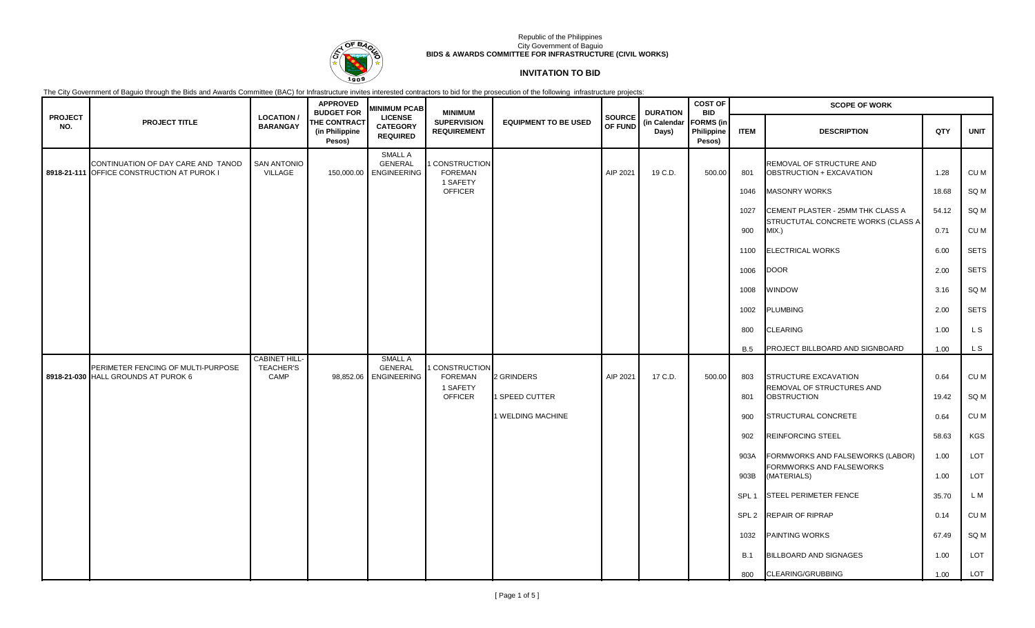Republic of the Philippines
City Government of Baguio
**BIDS & AWARDS COMMITTEE FOR INFRASTRUCTURE (CIVIL WORKS)**

# INVITATION TO BID

The City Government of Baguio through the Bids and Awards Committee (BAC) for Infrastructure invites interested contractors to bid for the prosecution of the following infrastructure projects:

| PROJECT NO. | PROJECT TITLE | LOCATION / BARANGAY | APPROVED BUDGET FOR THE CONTRACT (in Philippine Pesos) | MINIMUM PCAB LICENSE CATEGORY REQUIRED | MINIMUM SUPERVISION REQUIREMENT | EQUIPMENT TO BE USED | SOURCE OF FUND | DURATION (in Calendar Days) | COST OF BID FORMS (in Philippine Pesos) | SCOPE OF WORK | | | |
|---|---|---|---|---|---|---|---|---|---|---|---|---|---|
| | | | | | | | | | | ITEM | DESCRIPTION | QTY | UNIT |
| 8918-21-111 | CONTINUATION OF DAY CARE AND TANOD OFFICE CONSTRUCTION AT PUROK I | SAN ANTONIO VILLAGE | 150,000.00 | SMALL A GENERAL ENGINEERING | 1 CONSTRUCTION FOREMAN 1 SAFETY OFFICER | | AIP 2021 | 19 C.D. | 500.00 | 801 | REMOVAL OF STRUCTURE AND OBSTRUCTION + EXCAVATION | 1.28 | CU M |
| | | | | | | | | | | 1046 | MASONRY WORKS | 18.68 | SQ M |
| | | | | | | | | | | 1027 | CEMENT PLASTER - 25MM THK CLASS A | 54.12 | SQ M |
| | | | | | | | | | | 900 | STRUCTUTAL CONCRETE WORKS (CLASS A MIX.) | 0.71 | CU M |
| | | | | | | | | | | 1100 | ELECTRICAL WORKS | 6.00 | SETS |
| | | | | | | | | | | 1006 | DOOR | 2.00 | SETS |
| | | | | | | | | | | 1008 | WINDOW | 3.16 | SQ M |
| | | | | | | | | | | 1002 | PLUMBING | 2.00 | SETS |
| | | | | | | | | | | 800 | CLEARING | 1.00 | L S |
| | | | | | | | | | | B.5 | PROJECT BILLBOARD AND SIGNBOARD | 1.00 | L S |
| 8918-21-030 | PERIMETER FENCING OF MULTI-PURPOSE HALL GROUNDS AT PUROK 6 | CABINET HILL-TEACHER'S CAMP | 98,852.06 | SMALL A GENERAL ENGINEERING | 1 CONSTRUCTION FOREMAN 1 SAFETY OFFICER | 2 GRINDERS | AIP 2021 | 17 C.D. | 500.00 | 803 | STRUCTURE EXCAVATION | 0.64 | CU M |
| | | | | | | 1 SPEED CUTTER | | | | 801 | REMOVAL OF STRUCTURES AND OBSTRUCTION | 19.42 | SQ M |
| | | | | | | 1 WELDING MACHINE | | | | 900 | STRUCTURAL CONCRETE | 0.64 | CU M |
| | | | | | | | | | | 902 | REINFORCING STEEL | 58.63 | KGS |
| | | | | | | | | | | 903A | FORMWORKS AND FALSEWORKS (LABOR) | 1.00 | LOT |
| | | | | | | | | | | 903B | FORMWORKS AND FALSEWORKS (MATERIALS) | 1.00 | LOT |
| | | | | | | | | | | SPL 1 | STEEL PERIMETER FENCE | 35.70 | L M |
| | | | | | | | | | | SPL 2 | REPAIR OF RIPRAP | 0.14 | CU M |
| | | | | | | | | | | 1032 | PAINTING WORKS | 67.49 | SQ M |
| | | | | | | | | | | B.1 | BILLBOARD AND SIGNAGES | 1.00 | LOT |
| | | | | | | | | | | 800 | CLEARING/GRUBBING | 1.00 | LOT |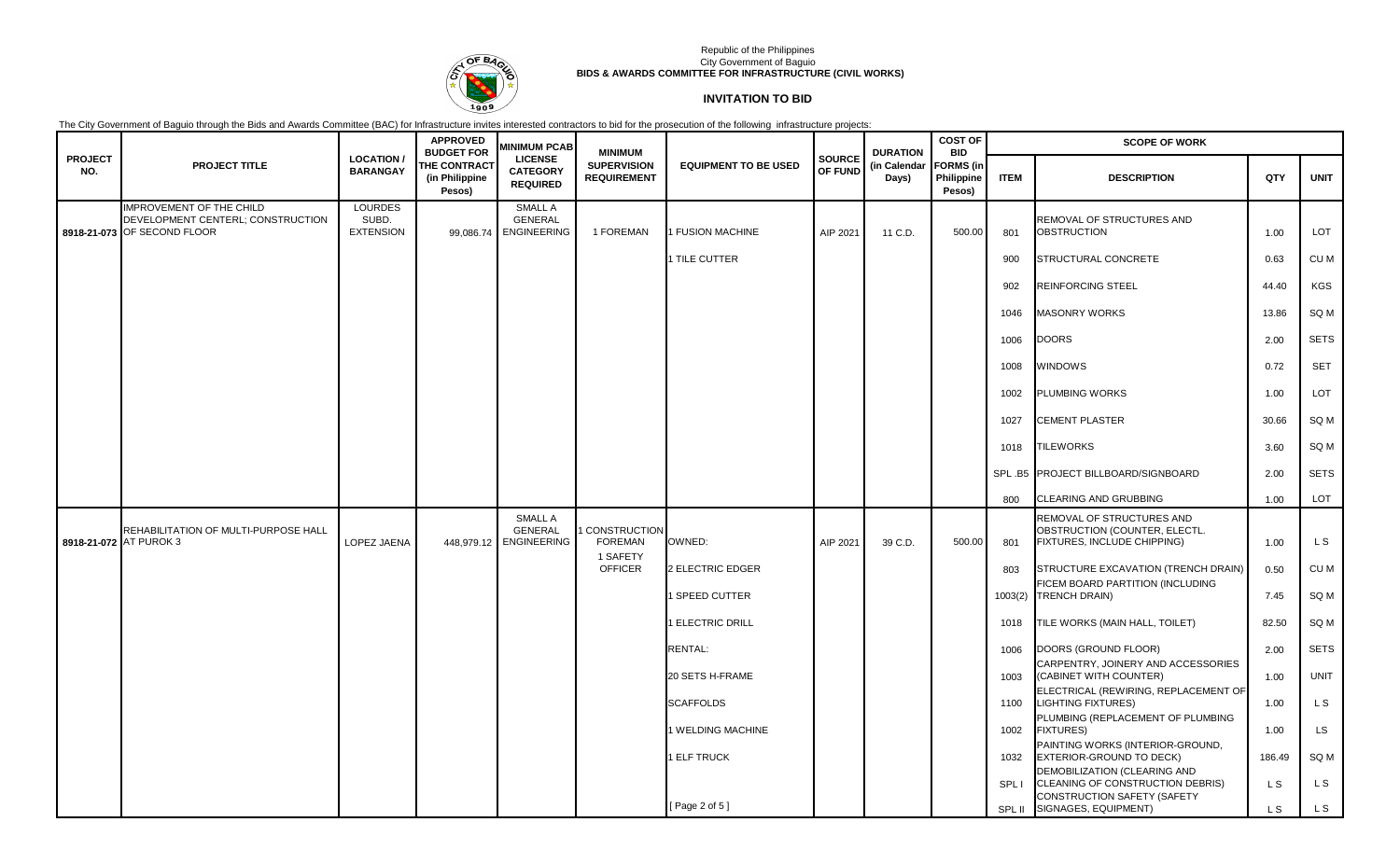Republic of the Philippines
City Government of Baguio
**BIDS & AWARDS COMMITTEE FOR INFRASTRUCTURE (CIVIL WORKS)**

## INVITATION TO BID

The City Government of Baguio through the Bids and Awards Committee (BAC) for Infrastructure invites interested contractors to bid for the prosecution of the following infrastructure projects:

| PROJECT NO. | PROJECT TITLE | LOCATION / BARANGAY | APPROVED BUDGET FOR THE CONTRACT (in Philippine Pesos) | MINIMUM PCAB LICENSE CATEGORY REQUIRED | MINIMUM SUPERVISION REQUIREMENT | EQUIPMENT TO BE USED | SOURCE OF FUND | DURATION (in Calendar Days) | COST OF BID FORMS (in Philippine Pesos) | SCOPE OF WORK | | | |
|---|---|---|---|---|---|---|---|---|---|---|---|---|---|
| | | | | | | | | | | ITEM | DESCRIPTION | QTY | UNIT |
| 8918-21-073 | IMPROVEMENT OF THE CHILD DEVELOPMENT CENTERL; CONSTRUCTION OF SECOND FLOOR | LOURDES SUBD. EXTENSION | 99,086.74 | SMALL A GENERAL ENGINEERING | 1 FOREMAN | 1 FUSION MACHINE | AIP 2021 | 11 C.D. | 500.00 | 801 | REMOVAL OF STRUCTURES AND OBSTRUCTION | 1.00 | LOT |
| | | | | | | 1 TILE CUTTER | | | | 900 | STRUCTURAL CONCRETE | 0.63 | CU M |
| | | | | | | | | | | 902 | REINFORCING STEEL | 44.40 | KGS |
| | | | | | | | | | | 1046 | MASONRY WORKS | 13.86 | SQ M |
| | | | | | | | | | | 1006 | DOORS | 2.00 | SETS |
| | | | | | | | | | | 1008 | WINDOWS | 0.72 | SET |
| | | | | | | | | | | 1002 | PLUMBING WORKS | 1.00 | LOT |
| | | | | | | | | | | 1027 | CEMENT PLASTER | 30.66 | SQ M |
| | | | | | | | | | | 1018 | TILEWORKS | 3.60 | SQ M |
| | | | | | | | | | | SPL .B5 | PROJECT BILLBOARD/SIGNBOARD | 2.00 | SETS |
| | | | | | | | | | | 800 | CLEARING AND GRUBBING | 1.00 | LOT |
| 8918-21-072 | REHABILITATION OF MULTI-PURPOSE HALL AT PUROK 3 | LOPEZ JAENA | 448,979.12 | SMALL A GENERAL ENGINEERING | 1 CONSTRUCTION FOREMAN | OWNED: | AIP 2021 | 39 C.D. | 500.00 | 801 | REMOVAL OF STRUCTURES AND OBSTRUCTION (COUNTER, ELECTL. FIXTURES, INCLUDE CHIPPING) | 1.00 | L S |
| | | | | | 1 SAFETY OFFICER | 2 ELECTRIC EDGER | | | | 803 | STRUCTURE EXCAVATION (TRENCH DRAIN) | 0.50 | CU M |
| | | | | | | 1 SPEED CUTTER | | | | 1003(2) | FICEM BOARD PARTITION (INCLUDING TRENCH DRAIN) | 7.45 | SQ M |
| | | | | | | 1 ELECTRIC DRILL | | | | 1018 | TILE WORKS (MAIN HALL, TOILET) | 82.50 | SQ M |
| | | | | | | RENTAL: | | | | 1006 | DOORS (GROUND FLOOR) | 2.00 | SETS |
| | | | | | | 20 SETS H-FRAME | | | | 1003 | CARPENTRY, JOINERY AND ACCESSORIES (CABINET WITH COUNTER) | 1.00 | UNIT |
| | | | | | | SCAFFOLDS | | | | 1100 | ELECTRICAL (REWIRING, REPLACEMENT OF LIGHTING FIXTURES) | 1.00 | L S |
| | | | | | | 1 WELDING MACHINE | | | | 1002 | PLUMBING (REPLACEMENT OF PLUMBING FIXTURES) | 1.00 | LS |
| | | | | | | 1 ELF TRUCK | | | | 1032 | PAINTING WORKS (INTERIOR-GROUND, EXTERIOR-GROUND TO DECK) | 186.49 | SQ M |
| | | | | | | | | | | SPL I | DEMOBILIZATION (CLEARING AND CLEANING OF CONSTRUCTION DEBRIS) | L S | L S |
| | | | | | | | | | | SPL II | CONSTRUCTION SAFETY (SAFETY SIGNAGES, EQUIPMENT) | L S | L S |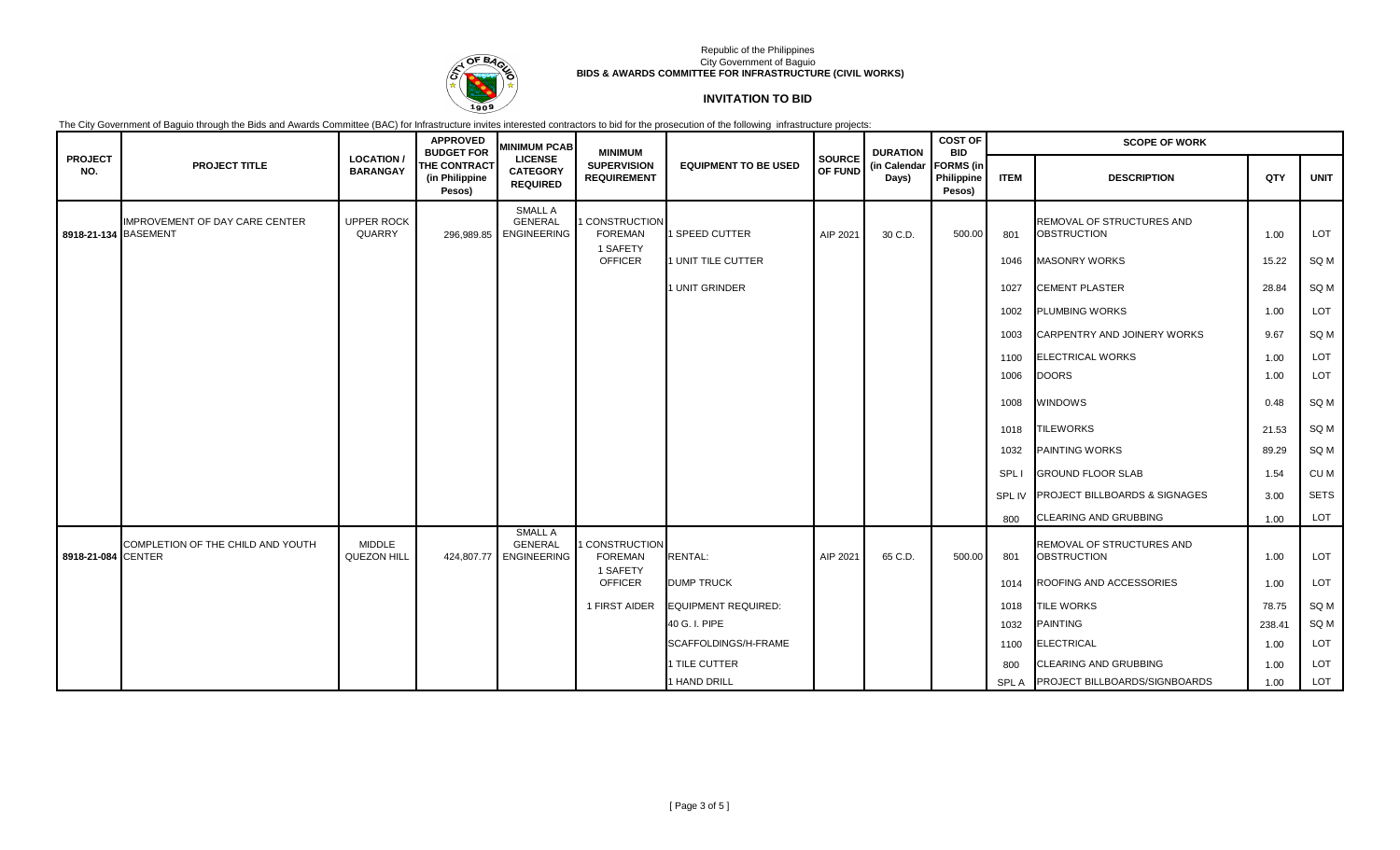Republic of the Philippines
City Government of Baguio
**BIDS & AWARDS COMMITTEE FOR INFRASTRUCTURE (CIVIL WORKS)**

## INVITATION TO BID

The City Government of Baguio through the Bids and Awards Committee (BAC) for Infrastructure invites interested contractors to bid for the prosecution of the following infrastructure projects:

| PROJECT NO. | PROJECT TITLE | LOCATION / BARANGAY | APPROVED BUDGET FOR THE CONTRACT (in Philippine Pesos) | MINIMUM PCAB LICENSE CATEGORY REQUIRED | MINIMUM SUPERVISION REQUIREMENT | EQUIPMENT TO BE USED | SOURCE OF FUND | DURATION (in Calendar Days) | COST OF BID FORMS (in Philippine Pesos) | SCOPE OF WORK | | | |
|---|---|---|---|---|---|---|---|---|---|---|---|---|---|
| | | | | | | | | | | ITEM | DESCRIPTION | QTY | UNIT |
| 8918-21-134 | IMPROVEMENT OF DAY CARE CENTER BASEMENT | UPPER ROCK QUARRY | 296,989.85 | SMALL A GENERAL ENGINEERING | 1 CONSTRUCTION FOREMAN | 1 SPEED CUTTER | AIP 2021 | 30 C.D. | 500.00 | 801 | REMOVAL OF STRUCTURES AND OBSTRUCTION | 1.00 | LOT |
| | | | | | 1 SAFETY OFFICER | 1 UNIT TILE CUTTER | | | | 1046 | MASONRY WORKS | 15.22 | SQ M |
| | | | | | | 1 UNIT GRINDER | | | | 1027 | CEMENT PLASTER | 28.84 | SQ M |
| | | | | | | | | | | 1002 | PLUMBING WORKS | 1.00 | LOT |
| | | | | | | | | | | 1003 | CARPENTRY AND JOINERY WORKS | 9.67 | SQ M |
| | | | | | | | | | | 1100 | ELECTRICAL WORKS | 1.00 | LOT |
| | | | | | | | | | | 1006 | DOORS | 1.00 | LOT |
| | | | | | | | | | | 1008 | WINDOWS | 0.48 | SQ M |
| | | | | | | | | | | 1018 | TILEWORKS | 21.53 | SQ M |
| | | | | | | | | | | 1032 | PAINTING WORKS | 89.29 | SQ M |
| | | | | | | | | | | SPL I | GROUND FLOOR SLAB | 1.54 | CU M |
| | | | | | | | | | | SPL IV | PROJECT BILLBOARDS & SIGNAGES | 3.00 | SETS |
| | | | | | | | | | | 800 | CLEARING AND GRUBBING | 1.00 | LOT |
| 8918-21-084 | COMPLETION OF THE CHILD AND YOUTH CENTER | MIDDLE QUEZON HILL | 424,807.77 | SMALL A GENERAL ENGINEERING | 1 CONSTRUCTION FOREMAN | RENTAL: | AIP 2021 | 65 C.D. | 500.00 | 801 | REMOVAL OF STRUCTURES AND OBSTRUCTION | 1.00 | LOT |
| | | | | | 1 SAFETY OFFICER | DUMP TRUCK | | | | 1014 | ROOFING AND ACCESSORIES | 1.00 | LOT |
| | | | | | 1 FIRST AIDER | EQUIPMENT REQUIRED: | | | | 1018 | TILE WORKS | 78.75 | SQ M |
| | | | | | | 40 G. I. PIPE | | | | 1032 | PAINTING | 238.41 | SQ M |
| | | | | | | SCAFFOLDINGS/H-FRAME | | | | 1100 | ELECTRICAL | 1.00 | LOT |
| | | | | | | 1 TILE CUTTER | | | | 800 | CLEARING AND GRUBBING | 1.00 | LOT |
| | | | | | | 1 HAND DRILL | | | | SPL A | PROJECT BILLBOARDS/SIGNBOARDS | 1.00 | LOT |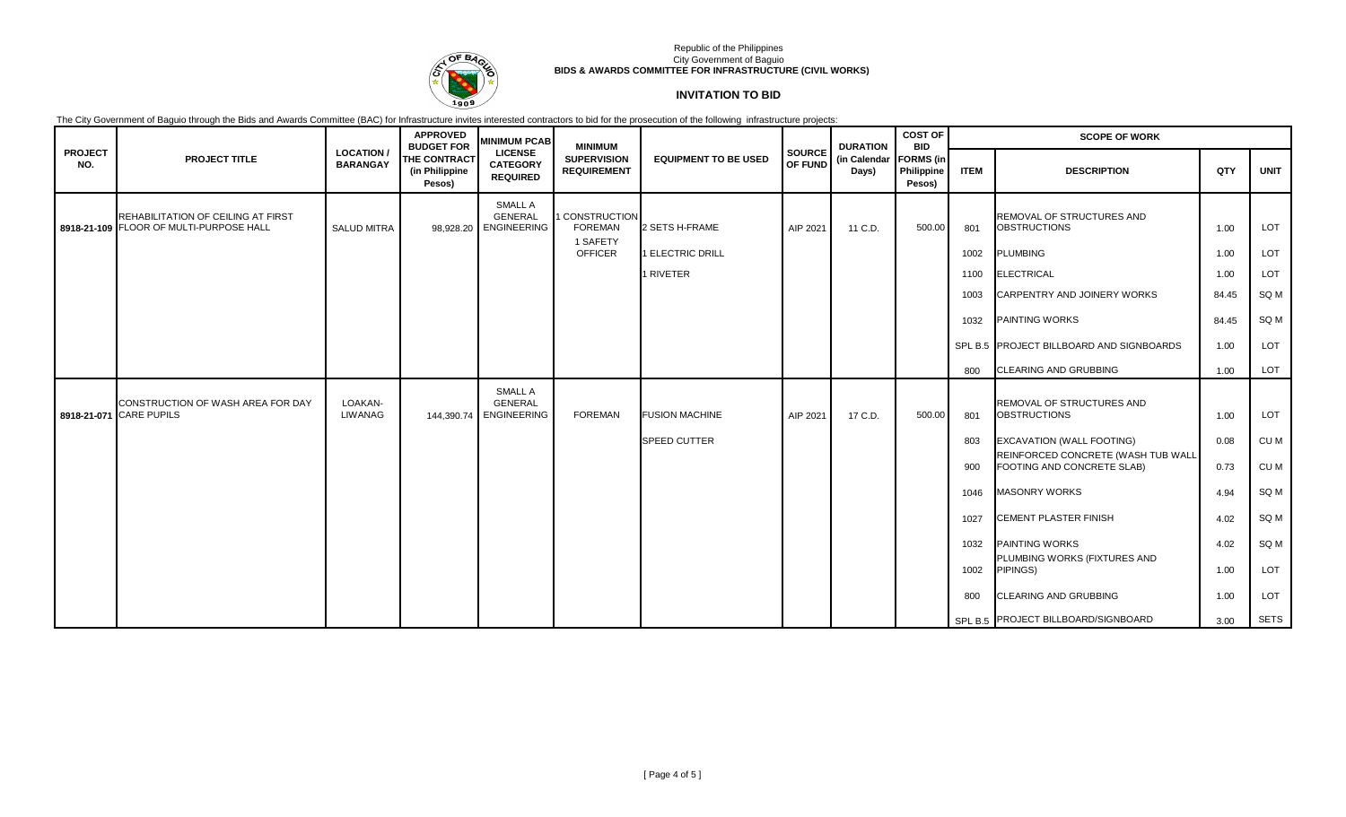Republic of the Philippines
City Government of Baguio
**BIDS & AWARDS COMMITTEE FOR INFRASTRUCTURE (CIVIL WORKS)**

## INVITATION TO BID

The City Government of Baguio through the Bids and Awards Committee (BAC) for Infrastructure invites interested contractors to bid for the prosecution of the following infrastructure projects:

| PROJECT NO. | PROJECT TITLE | LOCATION / BARANGAY | APPROVED BUDGET FOR THE CONTRACT (in Philippine Pesos) | MINIMUM PCAB LICENSE CATEGORY REQUIRED | MINIMUM SUPERVISION REQUIREMENT | EQUIPMENT TO BE USED | SOURCE OF FUND | DURATION (in Calendar Days) | COST OF BID FORMS (in Philippine Pesos) | SCOPE OF WORK | | | |
|---|---|---|---|---|---|---|---|---|---|---|---|---|---|
| | | | | | | | | | | ITEM | DESCRIPTION | QTY | UNIT |
| 8918-21-109 | REHABILITATION OF CEILING AT FIRST FLOOR OF MULTI-PURPOSE HALL | SALUD MITRA | 98,928.20 | SMALL A GENERAL ENGINEERING | 1 CONSTRUCTION FOREMAN 1 SAFETY OFFICER | 2 SETS H-FRAME | AIP 2021 | 11 C.D. | 500.00 | 801 | REMOVAL OF STRUCTURES AND OBSTRUCTIONS | 1.00 | LOT |
| | | | | | | 1 ELECTRIC DRILL | | | | 1002 | PLUMBING | 1.00 | LOT |
| | | | | | | 1 RIVETER | | | | 1100 | ELECTRICAL | 1.00 | LOT |
| | | | | | | | | | | 1003 | CARPENTRY AND JOINERY WORKS | 84.45 | SQ M |
| | | | | | | | | | | 1032 | PAINTING WORKS | 84.45 | SQ M |
| | | | | | | | | | | SPL B.5 | PROJECT BILLBOARD AND SIGNBOARDS | 1.00 | LOT |
| | | | | | | | | | | 800 | CLEARING AND GRUBBING | 1.00 | LOT |
| 8918-21-071 | CONSTRUCTION OF WASH AREA FOR DAY CARE PUPILS | LOAKAN-LIWANAG | 144,390.74 | SMALL A GENERAL ENGINEERING | FOREMAN | FUSION MACHINE | AIP 2021 | 17 C.D. | 500.00 | 801 | REMOVAL OF STRUCTURES AND OBSTRUCTIONS | 1.00 | LOT |
| | | | | | | SPEED CUTTER | | | | 803 | EXCAVATION (WALL FOOTING) | 0.08 | CU M |
| | | | | | | | | | | 900 | REINFORCED CONCRETE (WASH TUB WALL FOOTING AND CONCRETE SLAB) | 0.73 | CU M |
| | | | | | | | | | | 1046 | MASONRY WORKS | 4.94 | SQ M |
| | | | | | | | | | | 1027 | CEMENT PLASTER FINISH | 4.02 | SQ M |
| | | | | | | | | | | 1032 | PAINTING WORKS | 4.02 | SQ M |
| | | | | | | | | | | 1002 | PLUMBING WORKS (FIXTURES AND PIPINGS) | 1.00 | LOT |
| | | | | | | | | | | 800 | CLEARING AND GRUBBING | 1.00 | LOT |
| | | | | | | | | | | SPL B.5 | PROJECT BILLBOARD/SIGNBOARD | 3.00 | SETS |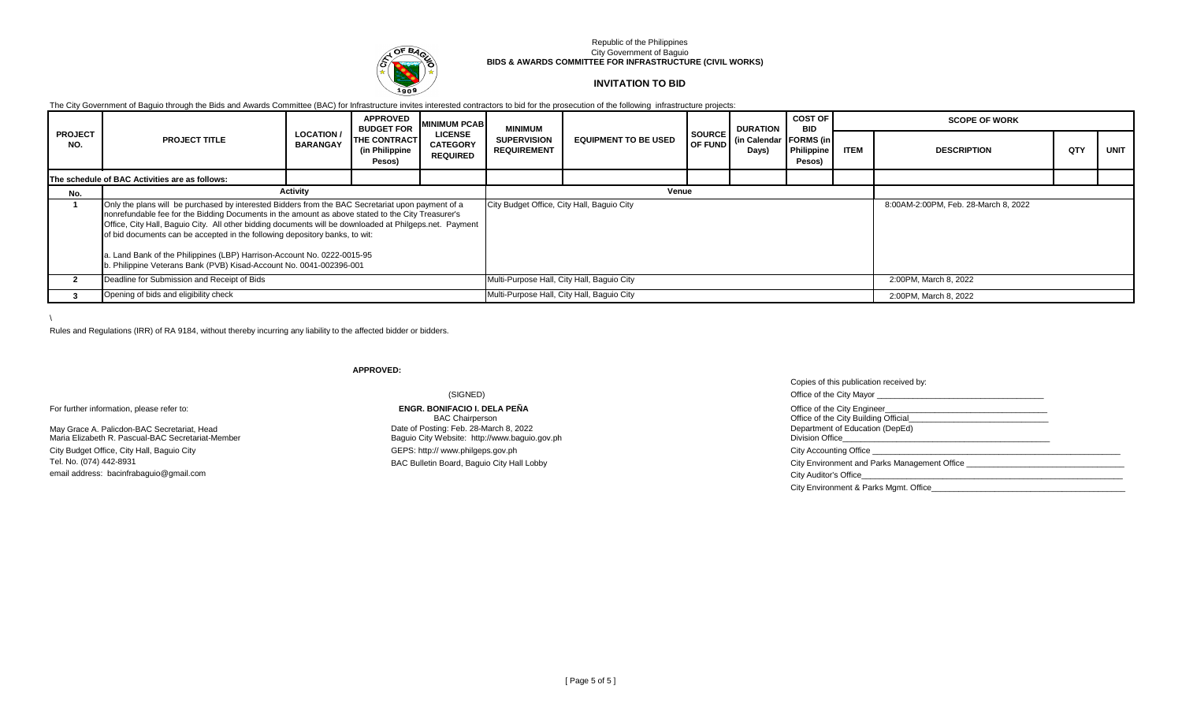Republic of the Philippines
City Government of Baguio
**BIDS & AWARDS COMMITTEE FOR INFRASTRUCTURE (CIVIL WORKS)**

## INVITATION TO BID

The City Government of Baguio through the Bids and Awards Committee (BAC) for Infrastructure invites interested contractors to bid for the prosecution of the following infrastructure projects:

| PROJECT NO. | PROJECT TITLE | LOCATION / BARANGAY | APPROVED BUDGET FOR THE CONTRACT (in Philippine Pesos) | MINIMUM PCAB LICENSE CATEGORY REQUIRED | MINIMUM SUPERVISION REQUIREMENT | EQUIPMENT TO BE USED | SOURCE OF FUND | DURATION (in Calendar Days) | COST OF BID FORMS (in Philippine Pesos) | SCOPE OF WORK | | | |
|---|---|---|---|---|---|---|---|---|---|---|---|---|---|
| | | | | | | | | | | ITEM | DESCRIPTION | QTY | UNIT |

**The schedule of BAC Activities are as follows:**

| No. | Activity | Venue | |
|---|---|---|---|
| 1 | Only the plans will be purchased by interested Bidders from the BAC Secretariat upon payment of a nonrefundable fee for the Bidding Documents in the amount as above stated to the City Treasurer's Office, City Hall, Baguio City. All other bidding documents will be downloaded at Philgeps.net. Payment of bid documents can be accepted in the following depository banks, to wit:<br><br>a. Land Bank of the Philippines (LBP) Harrison-Account No. 0222-0015-95<br>b. Philippine Veterans Bank (PVB) Kisad-Account No. 0041-002396-001 | City Budget Office, City Hall, Baguio City | 8:00AM-2:00PM, Feb. 28-March 8, 2022 |
| 2 | Deadline for Submission and Receipt of Bids | Multi-Purpose Hall, City Hall, Baguio City | 2:00PM, March 8, 2022 |
| 3 | Opening of bids and eligibility check | Multi-Purpose Hall, City Hall, Baguio City | 2:00PM, March 8, 2022 |

\

Rules and Regulations (IRR) of RA 9184, without thereby incurring any liability to the affected bidder or bidders.

**APPROVED:**

(SIGNED)

**ENGR. BONIFACIO I. DELA PEÑA**
BAC Chairperson
Date of Posting: Feb. 28-March 8, 2022
Baguio City Website: http://www.baguio.gov.ph
GEPS: http:// www.philgeps.gov.ph
BAC Bulletin Board, Baguio City Hall Lobby

For further information, please refer to:

May Grace A. Palicdon-BAC Secretariat, Head
Maria Elizabeth R. Pascual-BAC Secretariat-Member
City Budget Office, City Hall, Baguio City
Tel. No. (074) 442-8931
email address: bacinfrabaguio@gmail.com

Copies of this publication received by:

Office of the City Mayor ____________________
Office of the City Engineer____________________
Office of the City Building Official____________________
Department of Education (DepEd)
Division Office____________________
City Accounting Office ____________________
City Environment and Parks Management Office ____________________
City Auditor's Office____________________
City Environment & Parks Mgmt. Office____________________